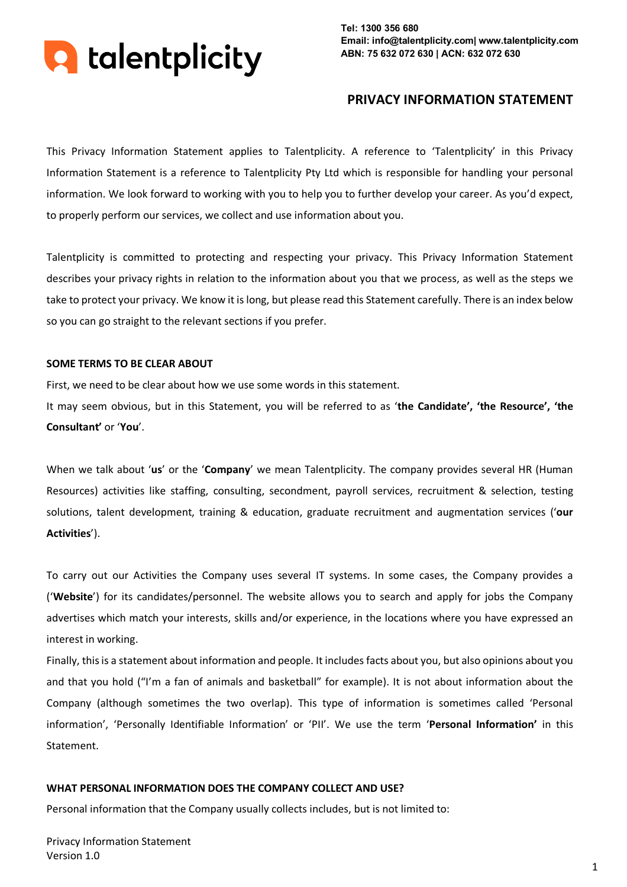talentplicity

**Tel: 1300 356 680**
**Email: info@talentplicity.com| www.talentplicity.com**
**ABN: 75 632 072 630 | ACN: 632 072 630**

# PRIVACY INFORMATION STATEMENT

This Privacy Information Statement applies to Talentplicity. A reference to 'Talentplicity' in this Privacy Information Statement is a reference to Talentplicity Pty Ltd which is responsible for handling your personal information. We look forward to working with you to help you to further develop your career. As you'd expect, to properly perform our services, we collect and use information about you.

Talentplicity is committed to protecting and respecting your privacy. This Privacy Information Statement describes your privacy rights in relation to the information about you that we process, as well as the steps we take to protect your privacy. We know it is long, but please read this Statement carefully. There is an index below so you can go straight to the relevant sections if you prefer.

## SOME TERMS TO BE CLEAR ABOUT

First, we need to be clear about how we use some words in this statement.

It may seem obvious, but in this Statement, you will be referred to as '**the Candidate', 'the Resource', 'the Consultant'** or '**You**'.

When we talk about '**us**' or the '**Company**' we mean Talentplicity. The company provides several HR (Human Resources) activities like staffing, consulting, secondment, payroll services, recruitment & selection, testing solutions, talent development, training & education, graduate recruitment and augmentation services ('**our Activities**').

To carry out our Activities the Company uses several IT systems. In some cases, the Company provides a ('**Website**') for its candidates/personnel. The website allows you to search and apply for jobs the Company advertises which match your interests, skills and/or experience, in the locations where you have expressed an interest in working.

Finally, this is a statement about information and people. It includes facts about you, but also opinions about you and that you hold ("I'm a fan of animals and basketball" for example). It is not about information about the Company (although sometimes the two overlap). This type of information is sometimes called 'Personal information', 'Personally Identifiable Information' or 'PII'. We use the term '**Personal Information'** in this Statement.

## WHAT PERSONAL INFORMATION DOES THE COMPANY COLLECT AND USE?

Personal information that the Company usually collects includes, but is not limited to:

Privacy Information Statement
Version 1.0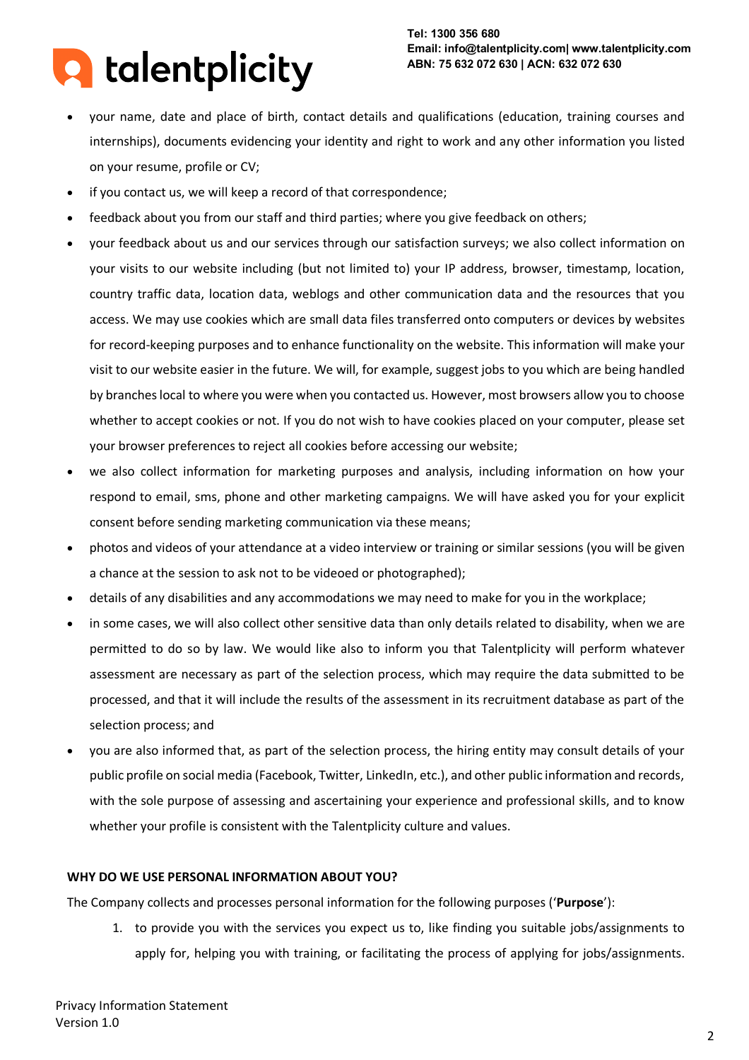- your name, date and place of birth, contact details and qualifications (education, training courses and internships), documents evidencing your identity and right to work and any other information you listed on your resume, profile or CV;
- if you contact us, we will keep a record of that correspondence;
- feedback about you from our staff and third parties; where you give feedback on others;
- your feedback about us and our services through our satisfaction surveys; we also collect information on your visits to our website including (but not limited to) your IP address, browser, timestamp, location, country traffic data, location data, weblogs and other communication data and the resources that you access. We may use cookies which are small data files transferred onto computers or devices by websites for record-keeping purposes and to enhance functionality on the website. This information will make your visit to our website easier in the future. We will, for example, suggest jobs to you which are being handled by branches local to where you were when you contacted us. However, most browsers allow you to choose whether to accept cookies or not. If you do not wish to have cookies placed on your computer, please set your browser preferences to reject all cookies before accessing our website;
- we also collect information for marketing purposes and analysis, including information on how your respond to email, sms, phone and other marketing campaigns. We will have asked you for your explicit consent before sending marketing communication via these means;
- photos and videos of your attendance at a video interview or training or similar sessions (you will be given a chance at the session to ask not to be videoed or photographed);
- details of any disabilities and any accommodations we may need to make for you in the workplace;
- in some cases, we will also collect other sensitive data than only details related to disability, when we are permitted to do so by law. We would like also to inform you that Talentplicity will perform whatever assessment are necessary as part of the selection process, which may require the data submitted to be processed, and that it will include the results of the assessment in its recruitment database as part of the selection process; and
- you are also informed that, as part of the selection process, the hiring entity may consult details of your public profile on social media (Facebook, Twitter, LinkedIn, etc.), and other public information and records, with the sole purpose of assessing and ascertaining your experience and professional skills, and to know whether your profile is consistent with the Talentplicity culture and values.

**WHY DO WE USE PERSONAL INFORMATION ABOUT YOU?**

The Company collects and processes personal information for the following purposes ('**Purpose**'):

1. to provide you with the services you expect us to, like finding you suitable jobs/assignments to apply for, helping you with training, or facilitating the process of applying for jobs/assignments.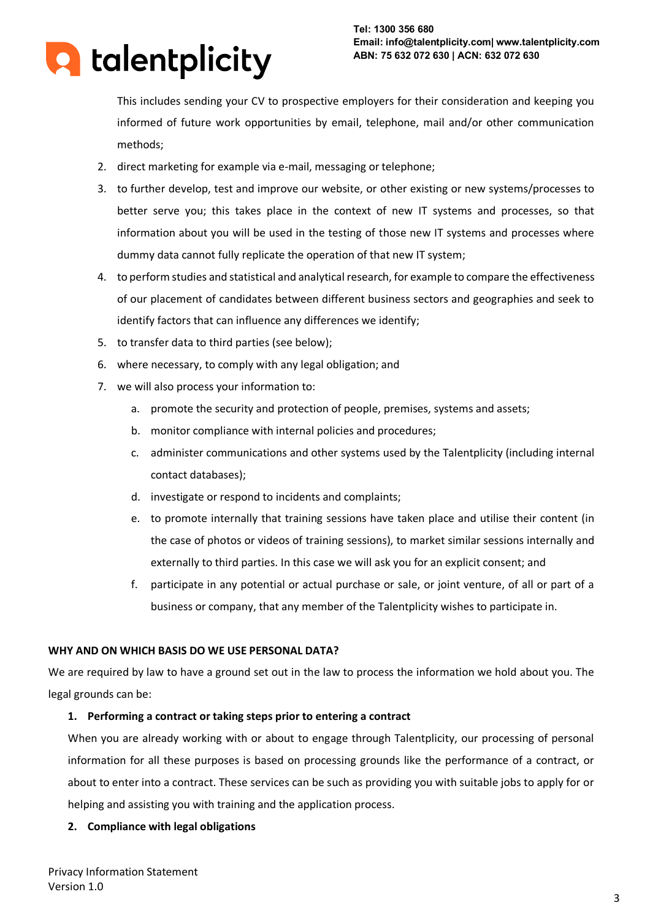This includes sending your CV to prospective employers for their consideration and keeping you informed of future work opportunities by email, telephone, mail and/or other communication methods;

2. direct marketing for example via e-mail, messaging or telephone;
3. to further develop, test and improve our website, or other existing or new systems/processes to better serve you; this takes place in the context of new IT systems and processes, so that information about you will be used in the testing of those new IT systems and processes where dummy data cannot fully replicate the operation of that new IT system;
4. to perform studies and statistical and analytical research, for example to compare the effectiveness of our placement of candidates between different business sectors and geographies and seek to identify factors that can influence any differences we identify;
5. to transfer data to third parties (see below);
6. where necessary, to comply with any legal obligation; and
7. we will also process your information to:
   a. promote the security and protection of people, premises, systems and assets;
   b. monitor compliance with internal policies and procedures;
   c. administer communications and other systems used by the Talentplicity (including internal contact databases);
   d. investigate or respond to incidents and complaints;
   e. to promote internally that training sessions have taken place and utilise their content (in the case of photos or videos of training sessions), to market similar sessions internally and externally to third parties. In this case we will ask you for an explicit consent; and
   f. participate in any potential or actual purchase or sale, or joint venture, of all or part of a business or company, that any member of the Talentplicity wishes to participate in.

**WHY AND ON WHICH BASIS DO WE USE PERSONAL DATA?**

We are required by law to have a ground set out in the law to process the information we hold about you. The legal grounds can be:

1. **Performing a contract or taking steps prior to entering a contract**

   When you are already working with or about to engage through Talentplicity, our processing of personal information for all these purposes is based on processing grounds like the performance of a contract, or about to enter into a contract. These services can be such as providing you with suitable jobs to apply for or helping and assisting you with training and the application process.

2. **Compliance with legal obligations**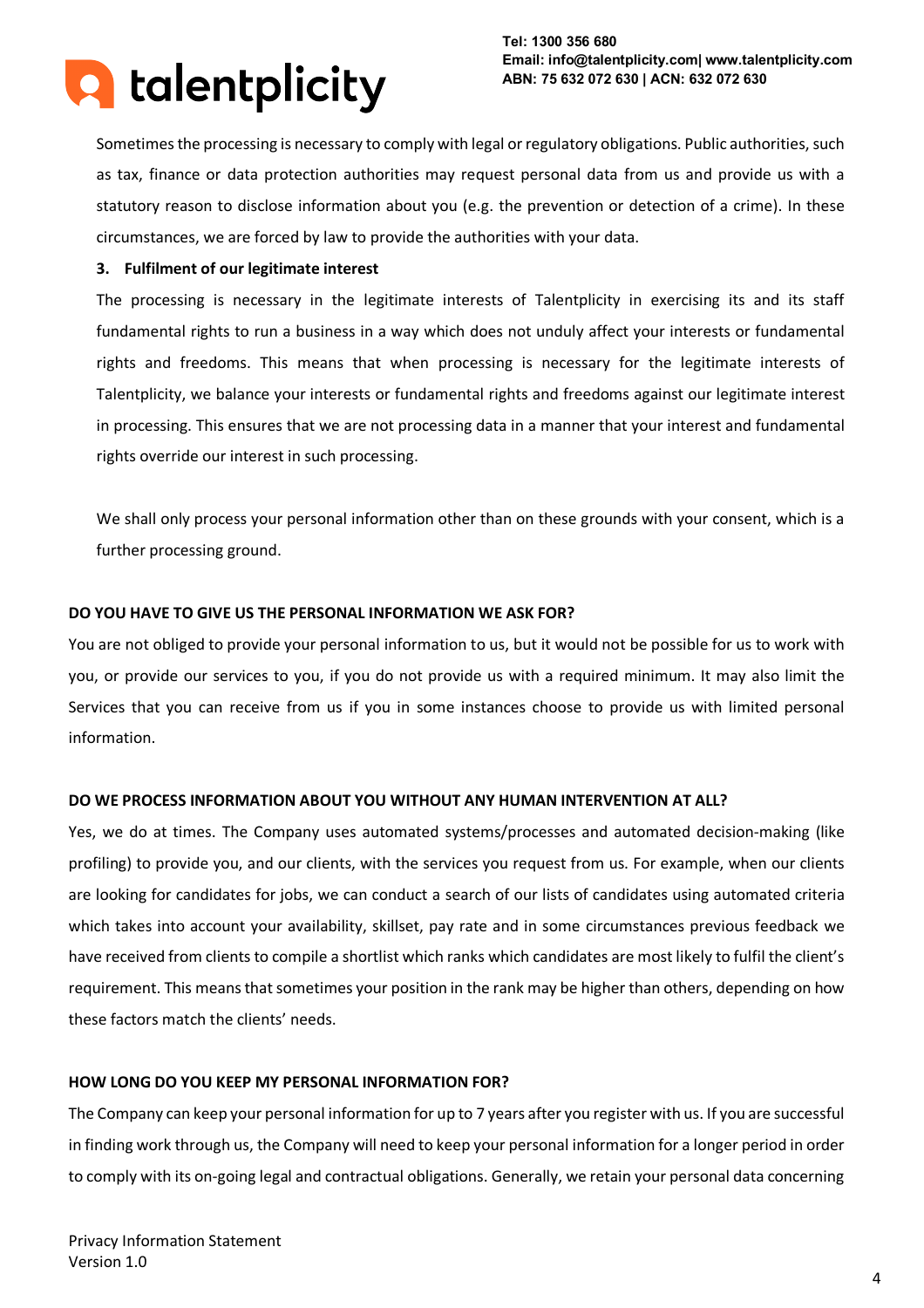Sometimes the processing is necessary to comply with legal or regulatory obligations. Public authorities, such as tax, finance or data protection authorities may request personal data from us and provide us with a statutory reason to disclose information about you (e.g. the prevention or detection of a crime). In these circumstances, we are forced by law to provide the authorities with your data.

**3. Fulfilment of our legitimate interest**

The processing is necessary in the legitimate interests of Talentplicity in exercising its and its staff fundamental rights to run a business in a way which does not unduly affect your interests or fundamental rights and freedoms. This means that when processing is necessary for the legitimate interests of Talentplicity, we balance your interests or fundamental rights and freedoms against our legitimate interest in processing. This ensures that we are not processing data in a manner that your interest and fundamental rights override our interest in such processing.

We shall only process your personal information other than on these grounds with your consent, which is a further processing ground.

**DO YOU HAVE TO GIVE US THE PERSONAL INFORMATION WE ASK FOR?**

You are not obliged to provide your personal information to us, but it would not be possible for us to work with you, or provide our services to you, if you do not provide us with a required minimum. It may also limit the Services that you can receive from us if you in some instances choose to provide us with limited personal information.

**DO WE PROCESS INFORMATION ABOUT YOU WITHOUT ANY HUMAN INTERVENTION AT ALL?**

Yes, we do at times. The Company uses automated systems/processes and automated decision-making (like profiling) to provide you, and our clients, with the services you request from us. For example, when our clients are looking for candidates for jobs, we can conduct a search of our lists of candidates using automated criteria which takes into account your availability, skillset, pay rate and in some circumstances previous feedback we have received from clients to compile a shortlist which ranks which candidates are most likely to fulfil the client's requirement. This means that sometimes your position in the rank may be higher than others, depending on how these factors match the clients' needs.

**HOW LONG DO YOU KEEP MY PERSONAL INFORMATION FOR?**

The Company can keep your personal information for up to 7 years after you register with us. If you are successful in finding work through us, the Company will need to keep your personal information for a longer period in order to comply with its on-going legal and contractual obligations. Generally, we retain your personal data concerning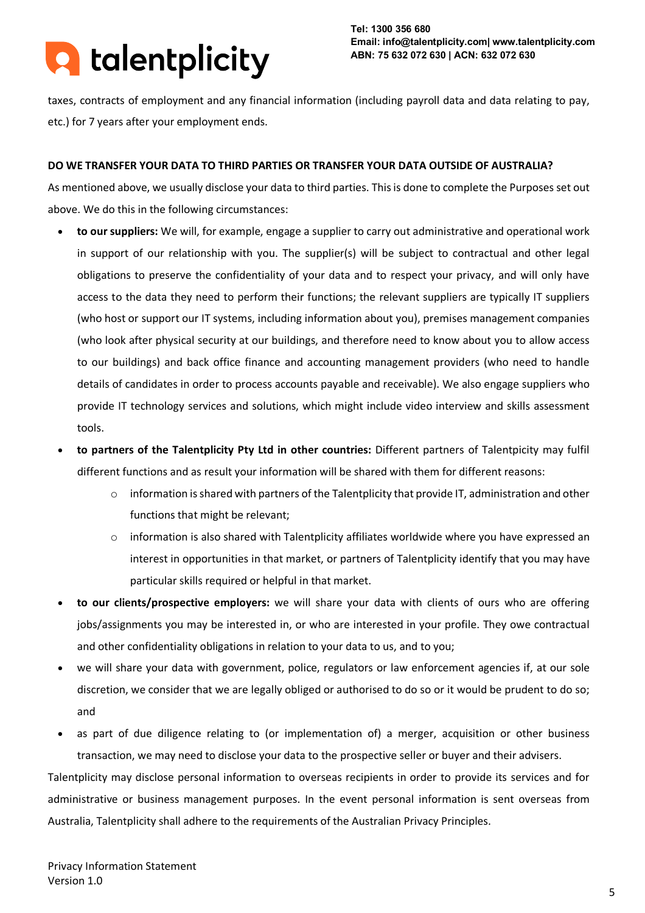taxes, contracts of employment and any financial information (including payroll data and data relating to pay, etc.) for 7 years after your employment ends.

**DO WE TRANSFER YOUR DATA TO THIRD PARTIES OR TRANSFER YOUR DATA OUTSIDE OF AUSTRALIA?**

As mentioned above, we usually disclose your data to third parties. This is done to complete the Purposes set out above. We do this in the following circumstances:

- **to our suppliers:** We will, for example, engage a supplier to carry out administrative and operational work in support of our relationship with you. The supplier(s) will be subject to contractual and other legal obligations to preserve the confidentiality of your data and to respect your privacy, and will only have access to the data they need to perform their functions; the relevant suppliers are typically IT suppliers (who host or support our IT systems, including information about you), premises management companies (who look after physical security at our buildings, and therefore need to know about you to allow access to our buildings) and back office finance and accounting management providers (who need to handle details of candidates in order to process accounts payable and receivable). We also engage suppliers who provide IT technology services and solutions, which might include video interview and skills assessment tools.
- **to partners of the Talentplicity Pty Ltd in other countries:** Different partners of Talentpicity may fulfil different functions and as result your information will be shared with them for different reasons:
    - information is shared with partners of the Talentplicity that provide IT, administration and other functions that might be relevant;
    - information is also shared with Talentplicity affiliates worldwide where you have expressed an interest in opportunities in that market, or partners of Talentplicity identify that you may have particular skills required or helpful in that market.
- **to our clients/prospective employers:** we will share your data with clients of ours who are offering jobs/assignments you may be interested in, or who are interested in your profile. They owe contractual and other confidentiality obligations in relation to your data to us, and to you;
- we will share your data with government, police, regulators or law enforcement agencies if, at our sole discretion, we consider that we are legally obliged or authorised to do so or it would be prudent to do so; and
- as part of due diligence relating to (or implementation of) a merger, acquisition or other business transaction, we may need to disclose your data to the prospective seller or buyer and their advisers.

Talentplicity may disclose personal information to overseas recipients in order to provide its services and for administrative or business management purposes. In the event personal information is sent overseas from Australia, Talentplicity shall adhere to the requirements of the Australian Privacy Principles.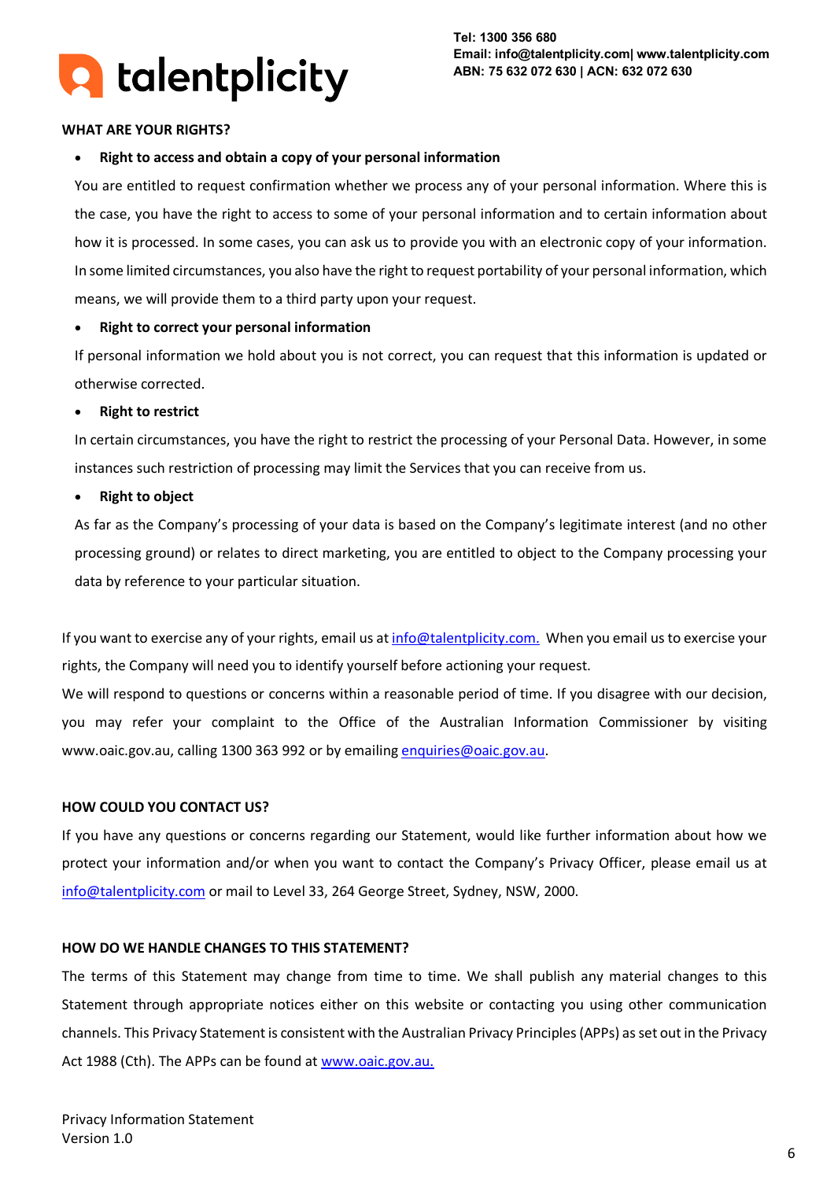## WHAT ARE YOUR RIGHTS?

- **Right to access and obtain a copy of your personal information**

  You are entitled to request confirmation whether we process any of your personal information. Where this is the case, you have the right to access to some of your personal information and to certain information about how it is processed. In some cases, you can ask us to provide you with an electronic copy of your information. In some limited circumstances, you also have the right to request portability of your personal information, which means, we will provide them to a third party upon your request.

- **Right to correct your personal information**

  If personal information we hold about you is not correct, you can request that this information is updated or otherwise corrected.

- **Right to restrict**

  In certain circumstances, you have the right to restrict the processing of your Personal Data. However, in some instances such restriction of processing may limit the Services that you can receive from us.

- **Right to object**

  As far as the Company's processing of your data is based on the Company's legitimate interest (and no other processing ground) or relates to direct marketing, you are entitled to object to the Company processing your data by reference to your particular situation.

If you want to exercise any of your rights, email us at info@talentplicity.com. When you email us to exercise your rights, the Company will need you to identify yourself before actioning your request.

We will respond to questions or concerns within a reasonable period of time. If you disagree with our decision, you may refer your complaint to the Office of the Australian Information Commissioner by visiting www.oaic.gov.au, calling 1300 363 992 or by emailing enquiries@oaic.gov.au.

## HOW COULD YOU CONTACT US?

If you have any questions or concerns regarding our Statement, would like further information about how we protect your information and/or when you want to contact the Company's Privacy Officer, please email us at info@talentplicity.com or mail to Level 33, 264 George Street, Sydney, NSW, 2000.

## HOW DO WE HANDLE CHANGES TO THIS STATEMENT?

The terms of this Statement may change from time to time. We shall publish any material changes to this Statement through appropriate notices either on this website or contacting you using other communication channels. This Privacy Statement is consistent with the Australian Privacy Principles (APPs) as set out in the Privacy Act 1988 (Cth). The APPs can be found at www.oaic.gov.au.